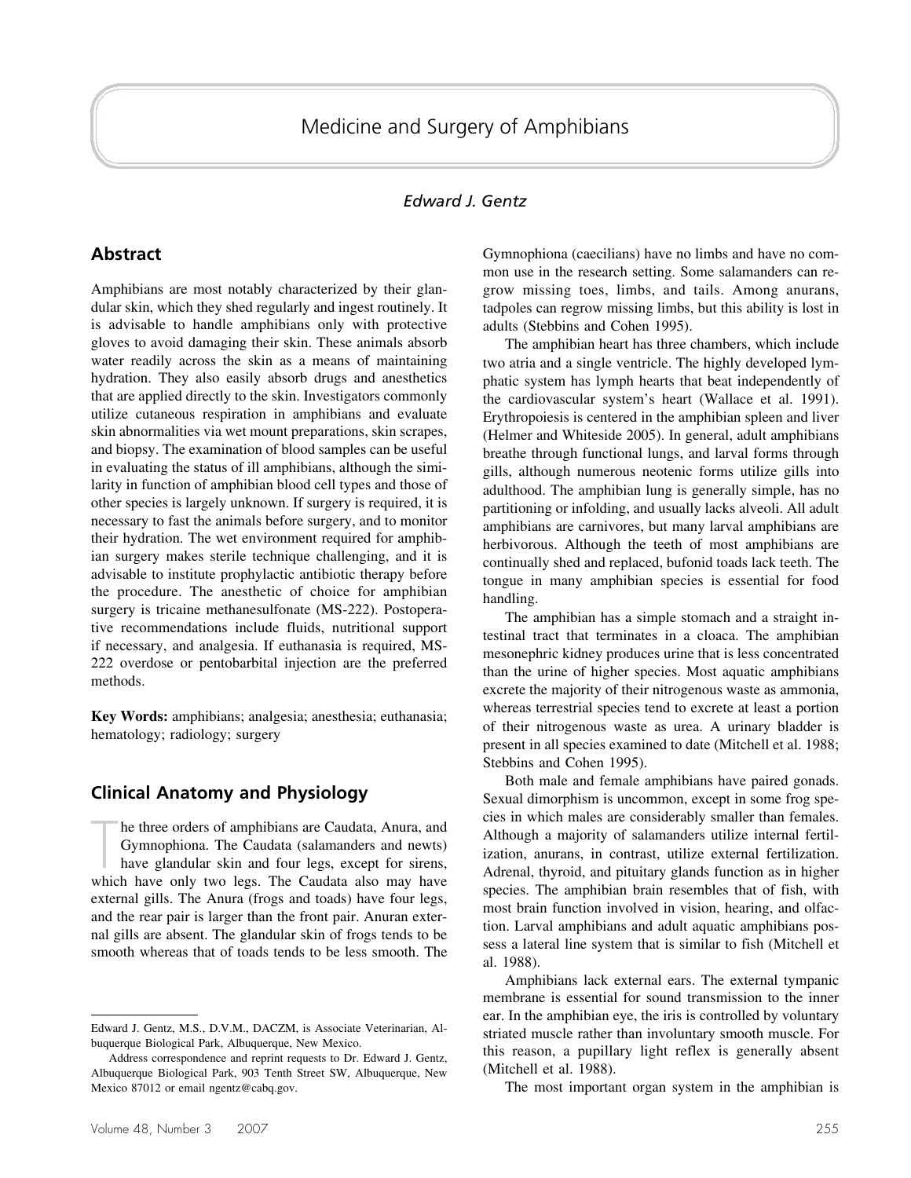# Medicine and Surgery of Amphibians

*Edward J. Gentz*

## Abstract

Amphibians are most notably characterized by their glandular skin, which they shed regularly and ingest routinely. It is advisable to handle amphibians only with protective gloves to avoid damaging their skin. These animals absorb water readily across the skin as a means of maintaining hydration. They also easily absorb drugs and anesthetics that are applied directly to the skin. Investigators commonly utilize cutaneous respiration in amphibians and evaluate skin abnormalities via wet mount preparations, skin scrapes, and biopsy. The examination of blood samples can be useful in evaluating the status of ill amphibians, although the similarity in function of amphibian blood cell types and those of other species is largely unknown. If surgery is required, it is necessary to fast the animals before surgery, and to monitor their hydration. The wet environment required for amphibian surgery makes sterile technique challenging, and it is advisable to institute prophylactic antibiotic therapy before the procedure. The anesthetic of choice for amphibian surgery is tricaine methanesulfonate (MS-222). Postoperative recommendations include fluids, nutritional support if necessary, and analgesia. If euthanasia is required, MS-222 overdose or pentobarbital injection are the preferred methods.

**Key Words:** amphibians; analgesia; anesthesia; euthanasia; hematology; radiology; surgery

## Clinical Anatomy and Physiology

The three orders of amphibians are Caudata, Anura, and Gymnophiona. The Caudata (salamanders and newts) have glandular skin and four legs, except for sirens, which have only two legs. The Caudata also may have external gills. The Anura (frogs and toads) have four legs, and the rear pair is larger than the front pair. Anuran external gills are absent. The glandular skin of frogs tends to be smooth whereas that of toads tends to be less smooth. The Gymnophiona (caecilians) have no limbs and have no common use in the research setting. Some salamanders can regrow missing toes, limbs, and tails. Among anurans, tadpoles can regrow missing limbs, but this ability is lost in adults (Stebbins and Cohen 1995).

The amphibian heart has three chambers, which include two atria and a single ventricle. The highly developed lymphatic system has lymph hearts that beat independently of the cardiovascular system's heart (Wallace et al. 1991). Erythropoiesis is centered in the amphibian spleen and liver (Helmer and Whiteside 2005). In general, adult amphibians breathe through functional lungs, and larval forms through gills, although numerous neotenic forms utilize gills into adulthood. The amphibian lung is generally simple, has no partitioning or infolding, and usually lacks alveoli. All adult amphibians are carnivores, but many larval amphibians are herbivorous. Although the teeth of most amphibians are continually shed and replaced, bufonid toads lack teeth. The tongue in many amphibian species is essential for food handling.

The amphibian has a simple stomach and a straight intestinal tract that terminates in a cloaca. The amphibian mesonephric kidney produces urine that is less concentrated than the urine of higher species. Most aquatic amphibians excrete the majority of their nitrogenous waste as ammonia, whereas terrestrial species tend to excrete at least a portion of their nitrogenous waste as urea. A urinary bladder is present in all species examined to date (Mitchell et al. 1988; Stebbins and Cohen 1995).

Both male and female amphibians have paired gonads. Sexual dimorphism is uncommon, except in some frog species in which males are considerably smaller than females. Although a majority of salamanders utilize internal fertilization, anurans, in contrast, utilize external fertilization. Adrenal, thyroid, and pituitary glands function as in higher species. The amphibian brain resembles that of fish, with most brain function involved in vision, hearing, and olfaction. Larval amphibians and adult aquatic amphibians possess a lateral line system that is similar to fish (Mitchell et al. 1988).

Amphibians lack external ears. The external tympanic membrane is essential for sound transmission to the inner ear. In the amphibian eye, the iris is controlled by voluntary striated muscle rather than involuntary smooth muscle. For this reason, a pupillary light reflex is generally absent (Mitchell et al. 1988).

The most important organ system in the amphibian is

---

Edward J. Gentz, M.S., D.V.M., DACZM, is Associate Veterinarian, Albuquerque Biological Park, Albuquerque, New Mexico.

Address correspondence and reprint requests to Dr. Edward J. Gentz, Albuquerque Biological Park, 903 Tenth Street SW, Albuquerque, New Mexico 87012 or email ngentz@cabq.gov.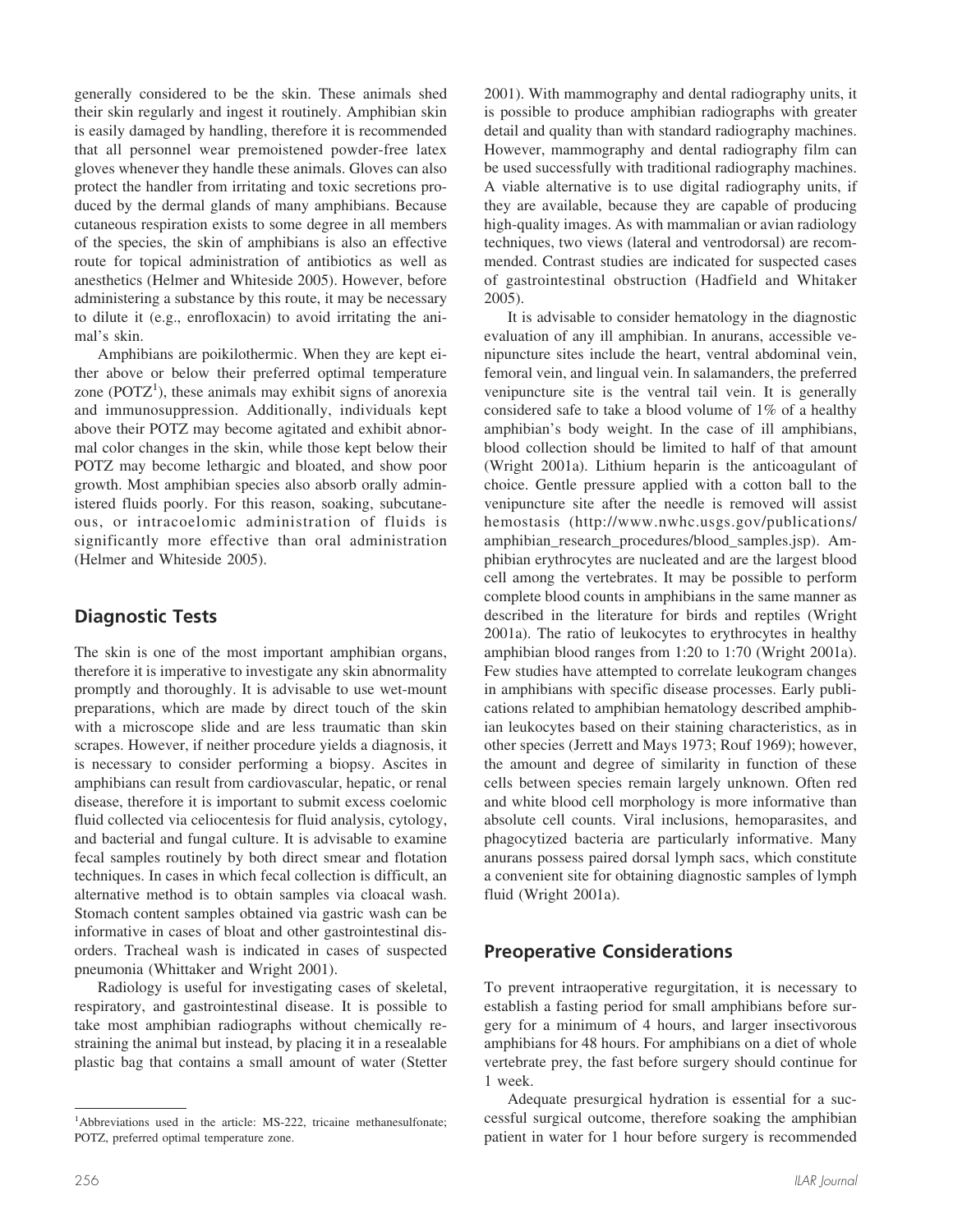generally considered to be the skin. These animals shed their skin regularly and ingest it routinely. Amphibian skin is easily damaged by handling, therefore it is recommended that all personnel wear premoistened powder-free latex gloves whenever they handle these animals. Gloves can also protect the handler from irritating and toxic secretions produced by the dermal glands of many amphibians. Because cutaneous respiration exists to some degree in all members of the species, the skin of amphibians is also an effective route for topical administration of antibiotics as well as anesthetics (Helmer and Whiteside 2005). However, before administering a substance by this route, it may be necessary to dilute it (e.g., enrofloxacin) to avoid irritating the animal's skin.

Amphibians are poikilothermic. When they are kept either above or below their preferred optimal temperature zone (POTZ[1]), these animals may exhibit signs of anorexia and immunosuppression. Additionally, individuals kept above their POTZ may become agitated and exhibit abnormal color changes in the skin, while those kept below their POTZ may become lethargic and bloated, and show poor growth. Most amphibian species also absorb orally administered fluids poorly. For this reason, soaking, subcutaneous, or intracoelomic administration of fluids is significantly more effective than oral administration (Helmer and Whiteside 2005).

## Diagnostic Tests

The skin is one of the most important amphibian organs, therefore it is imperative to investigate any skin abnormality promptly and thoroughly. It is advisable to use wet-mount preparations, which are made by direct touch of the skin with a microscope slide and are less traumatic than skin scrapes. However, if neither procedure yields a diagnosis, it is necessary to consider performing a biopsy. Ascites in amphibians can result from cardiovascular, hepatic, or renal disease, therefore it is important to submit excess coelomic fluid collected via celiocentesis for fluid analysis, cytology, and bacterial and fungal culture. It is advisable to examine fecal samples routinely by both direct smear and flotation techniques. In cases in which fecal collection is difficult, an alternative method is to obtain samples via cloacal wash. Stomach content samples obtained via gastric wash can be informative in cases of bloat and other gastrointestinal disorders. Tracheal wash is indicated in cases of suspected pneumonia (Whittaker and Wright 2001).

Radiology is useful for investigating cases of skeletal, respiratory, and gastrointestinal disease. It is possible to take most amphibian radiographs without chemically restraining the animal but instead, by placing it in a resealable plastic bag that contains a small amount of water (Stetter 2001). With mammography and dental radiography units, it is possible to produce amphibian radiographs with greater detail and quality than with standard radiography machines. However, mammography and dental radiography film can be used successfully with traditional radiography machines. A viable alternative is to use digital radiography units, if they are available, because they are capable of producing high-quality images. As with mammalian or avian radiology techniques, two views (lateral and ventrodorsal) are recommended. Contrast studies are indicated for suspected cases of gastrointestinal obstruction (Hadfield and Whitaker 2005).

It is advisable to consider hematology in the diagnostic evaluation of any ill amphibian. In anurans, accessible venipuncture sites include the heart, ventral abdominal vein, femoral vein, and lingual vein. In salamanders, the preferred venipuncture site is the ventral tail vein. It is generally considered safe to take a blood volume of 1% of a healthy amphibian's body weight. In the case of ill amphibians, blood collection should be limited to half of that amount (Wright 2001a). Lithium heparin is the anticoagulant of choice. Gentle pressure applied with a cotton ball to the venipuncture site after the needle is removed will assist hemostasis (http://www.nwhc.usgs.gov/publications/amphibian_research_procedures/blood_samples.jsp). Amphibian erythrocytes are nucleated and are the largest blood cell among the vertebrates. It may be possible to perform complete blood counts in amphibians in the same manner as described in the literature for birds and reptiles (Wright 2001a). The ratio of leukocytes to erythrocytes in healthy amphibian blood ranges from 1:20 to 1:70 (Wright 2001a). Few studies have attempted to correlate leukogram changes in amphibians with specific disease processes. Early publications related to amphibian hematology described amphibian leukocytes based on their staining characteristics, as in other species (Jerrett and Mays 1973; Rouf 1969); however, the amount and degree of similarity in function of these cells between species remain largely unknown. Often red and white blood cell morphology is more informative than absolute cell counts. Viral inclusions, hemoparasites, and phagocytized bacteria are particularly informative. Many anurans possess paired dorsal lymph sacs, which constitute a convenient site for obtaining diagnostic samples of lymph fluid (Wright 2001a).

## Preoperative Considerations

To prevent intraoperative regurgitation, it is necessary to establish a fasting period for small amphibians before surgery for a minimum of 4 hours, and larger insectivorous amphibians for 48 hours. For amphibians on a diet of whole vertebrate prey, the fast before surgery should continue for 1 week.

Adequate presurgical hydration is essential for a successful surgical outcome, therefore soaking the amphibian patient in water for 1 hour before surgery is recommended

[1]Abbreviations used in the article: MS-222, tricaine methanesulfonate; POTZ, preferred optimal temperature zone.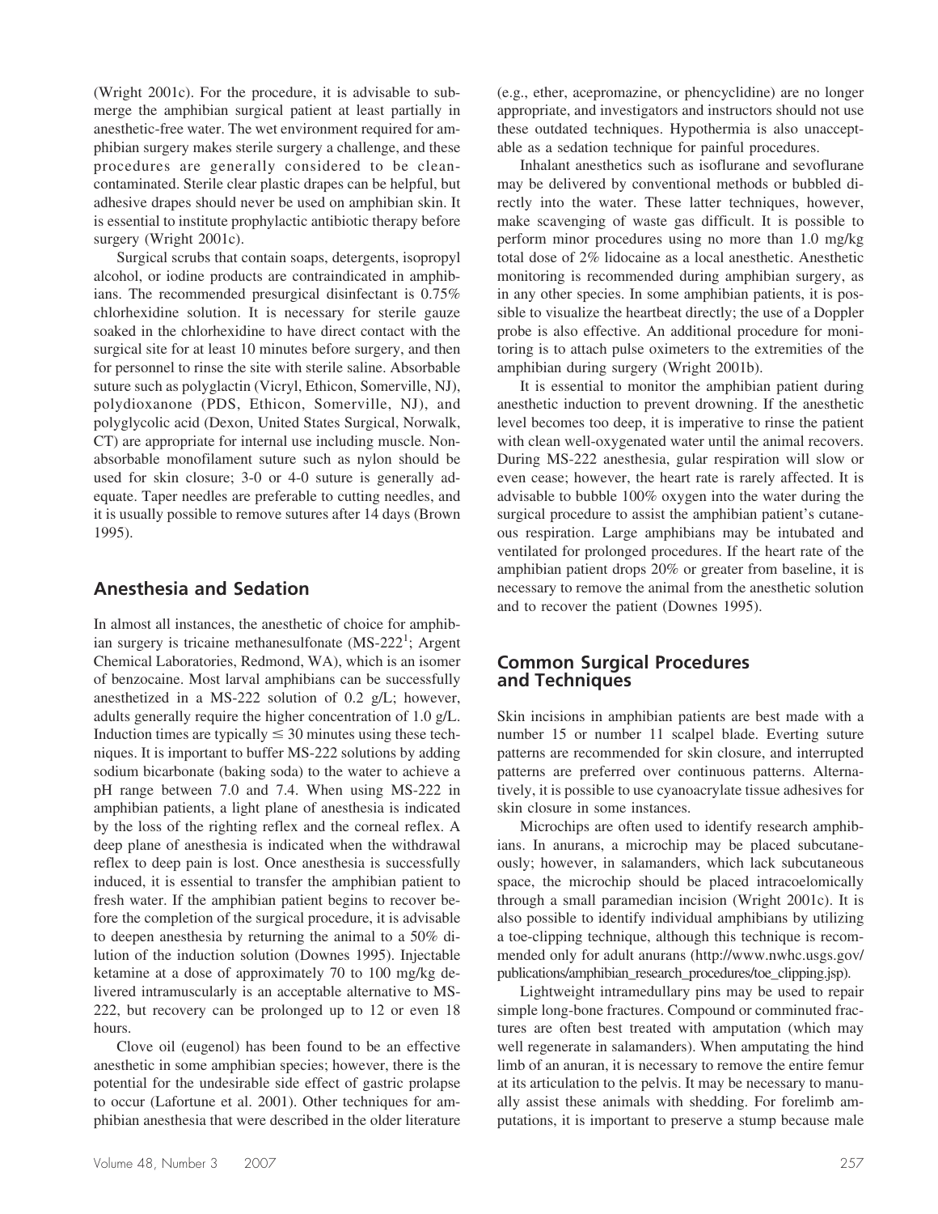(Wright 2001c). For the procedure, it is advisable to submerge the amphibian surgical patient at least partially in anesthetic-free water. The wet environment required for amphibian surgery makes sterile surgery a challenge, and these procedures are generally considered to be clean-contaminated. Sterile clear plastic drapes can be helpful, but adhesive drapes should never be used on amphibian skin. It is essential to institute prophylactic antibiotic therapy before surgery (Wright 2001c).

Surgical scrubs that contain soaps, detergents, isopropyl alcohol, or iodine products are contraindicated in amphibians. The recommended presurgical disinfectant is 0.75% chlorhexidine solution. It is necessary for sterile gauze soaked in the chlorhexidine to have direct contact with the surgical site for at least 10 minutes before surgery, and then for personnel to rinse the site with sterile saline. Absorbable suture such as polyglactin (Vicryl, Ethicon, Somerville, NJ), polydioxanone (PDS, Ethicon, Somerville, NJ), and polyglycolic acid (Dexon, United States Surgical, Norwalk, CT) are appropriate for internal use including muscle. Nonabsorbable monofilament suture such as nylon should be used for skin closure; 3-0 or 4-0 suture is generally adequate. Taper needles are preferable to cutting needles, and it is usually possible to remove sutures after 14 days (Brown 1995).

## Anesthesia and Sedation

In almost all instances, the anesthetic of choice for amphibian surgery is tricaine methanesulfonate (MS-222[1]; Argent Chemical Laboratories, Redmond, WA), which is an isomer of benzocaine. Most larval amphibians can be successfully anesthetized in a MS-222 solution of 0.2 g/L; however, adults generally require the higher concentration of 1.0 g/L. Induction times are typically $\leq$ 30 minutes using these techniques. It is important to buffer MS-222 solutions by adding sodium bicarbonate (baking soda) to the water to achieve a pH range between 7.0 and 7.4. When using MS-222 in amphibian patients, a light plane of anesthesia is indicated by the loss of the righting reflex and the corneal reflex. A deep plane of anesthesia is indicated when the withdrawal reflex to deep pain is lost. Once anesthesia is successfully induced, it is essential to transfer the amphibian patient to fresh water. If the amphibian patient begins to recover before the completion of the surgical procedure, it is advisable to deepen anesthesia by returning the animal to a 50% dilution of the induction solution (Downes 1995). Injectable ketamine at a dose of approximately 70 to 100 mg/kg delivered intramuscularly is an acceptable alternative to MS-222, but recovery can be prolonged up to 12 or even 18 hours.

Clove oil (eugenol) has been found to be an effective anesthetic in some amphibian species; however, there is the potential for the undesirable side effect of gastric prolapse to occur (Lafortune et al. 2001). Other techniques for amphibian anesthesia that were described in the older literature (e.g., ether, acepromazine, or phencyclidine) are no longer appropriate, and investigators and instructors should not use these outdated techniques. Hypothermia is also unacceptable as a sedation technique for painful procedures.

Inhalant anesthetics such as isoflurane and sevoflurane may be delivered by conventional methods or bubbled directly into the water. These latter techniques, however, make scavenging of waste gas difficult. It is possible to perform minor procedures using no more than 1.0 mg/kg total dose of 2% lidocaine as a local anesthetic. Anesthetic monitoring is recommended during amphibian surgery, as in any other species. In some amphibian patients, it is possible to visualize the heartbeat directly; the use of a Doppler probe is also effective. An additional procedure for monitoring is to attach pulse oximeters to the extremities of the amphibian during surgery (Wright 2001b).

It is essential to monitor the amphibian patient during anesthetic induction to prevent drowning. If the anesthetic level becomes too deep, it is imperative to rinse the patient with clean well-oxygenated water until the animal recovers. During MS-222 anesthesia, gular respiration will slow or even cease; however, the heart rate is rarely affected. It is advisable to bubble 100% oxygen into the water during the surgical procedure to assist the amphibian patient's cutaneous respiration. Large amphibians may be intubated and ventilated for prolonged procedures. If the heart rate of the amphibian patient drops 20% or greater from baseline, it is necessary to remove the animal from the anesthetic solution and to recover the patient (Downes 1995).

## Common Surgical Procedures and Techniques

Skin incisions in amphibian patients are best made with a number 15 or number 11 scalpel blade. Everting suture patterns are recommended for skin closure, and interrupted patterns are preferred over continuous patterns. Alternatively, it is possible to use cyanoacrylate tissue adhesives for skin closure in some instances.

Microchips are often used to identify research amphibians. In anurans, a microchip may be placed subcutaneously; however, in salamanders, which lack subcutaneous space, the microchip should be placed intracoelomically through a small paramedian incision (Wright 2001c). It is also possible to identify individual amphibians by utilizing a toe-clipping technique, although this technique is recommended only for adult anurans (http://www.nwhc.usgs.gov/publications/amphibian_research_procedures/toe_clipping.jsp).

Lightweight intramedullary pins may be used to repair simple long-bone fractures. Compound or comminuted fractures are often best treated with amputation (which may well regenerate in salamanders). When amputating the hind limb of an anuran, it is necessary to remove the entire femur at its articulation to the pelvis. It may be necessary to manually assist these animals with shedding. For forelimb amputations, it is important to preserve a stump because male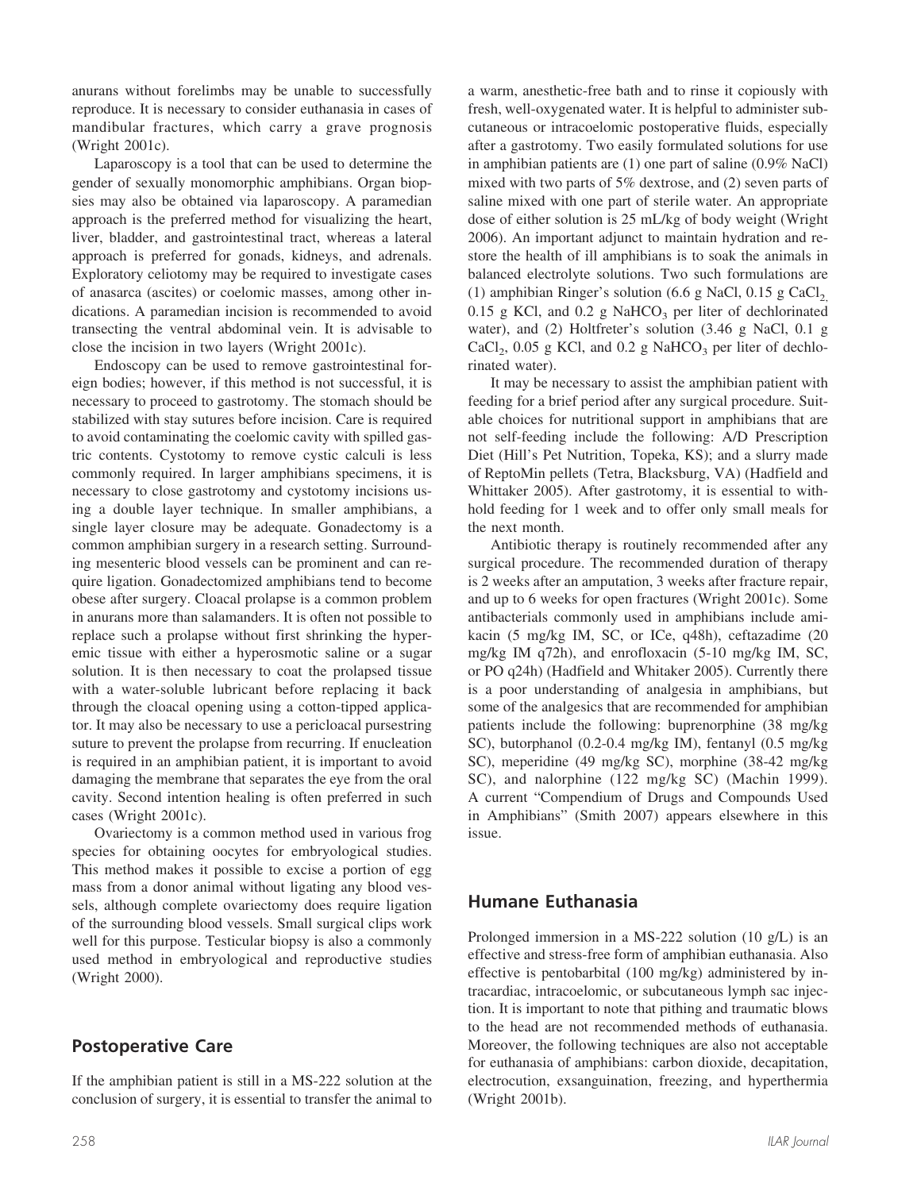anurans without forelimbs may be unable to successfully reproduce. It is necessary to consider euthanasia in cases of mandibular fractures, which carry a grave prognosis (Wright 2001c).

Laparoscopy is a tool that can be used to determine the gender of sexually monomorphic amphibians. Organ biopsies may also be obtained via laparoscopy. A paramedian approach is the preferred method for visualizing the heart, liver, bladder, and gastrointestinal tract, whereas a lateral approach is preferred for gonads, kidneys, and adrenals. Exploratory celiotomy may be required to investigate cases of anasarca (ascites) or coelomic masses, among other indications. A paramedian incision is recommended to avoid transecting the ventral abdominal vein. It is advisable to close the incision in two layers (Wright 2001c).

Endoscopy can be used to remove gastrointestinal foreign bodies; however, if this method is not successful, it is necessary to proceed to gastrotomy. The stomach should be stabilized with stay sutures before incision. Care is required to avoid contaminating the coelomic cavity with spilled gastric contents. Cystotomy to remove cystic calculi is less commonly required. In larger amphibians specimens, it is necessary to close gastrotomy and cystotomy incisions using a double layer technique. In smaller amphibians, a single layer closure may be adequate. Gonadectomy is a common amphibian surgery in a research setting. Surrounding mesenteric blood vessels can be prominent and can require ligation. Gonadectomized amphibians tend to become obese after surgery. Cloacal prolapse is a common problem in anurans more than salamanders. It is often not possible to replace such a prolapse without first shrinking the hyperemic tissue with either a hyperosmotic saline or a sugar solution. It is then necessary to coat the prolapsed tissue with a water-soluble lubricant before replacing it back through the cloacal opening using a cotton-tipped applicator. It may also be necessary to use a pericloacal pursestring suture to prevent the prolapse from recurring. If enucleation is required in an amphibian patient, it is important to avoid damaging the membrane that separates the eye from the oral cavity. Second intention healing is often preferred in such cases (Wright 2001c).

Ovariectomy is a common method used in various frog species for obtaining oocytes for embryological studies. This method makes it possible to excise a portion of egg mass from a donor animal without ligating any blood vessels, although complete ovariectomy does require ligation of the surrounding blood vessels. Small surgical clips work well for this purpose. Testicular biopsy is also a commonly used method in embryological and reproductive studies (Wright 2000).

## Postoperative Care

If the amphibian patient is still in a MS-222 solution at the conclusion of surgery, it is essential to transfer the animal to a warm, anesthetic-free bath and to rinse it copiously with fresh, well-oxygenated water. It is helpful to administer subcutaneous or intracoelomic postoperative fluids, especially after a gastrotomy. Two easily formulated solutions for use in amphibian patients are (1) one part of saline (0.9% NaCl) mixed with two parts of 5% dextrose, and (2) seven parts of saline mixed with one part of sterile water. An appropriate dose of either solution is 25 mL/kg of body weight (Wright 2006). An important adjunct to maintain hydration and restore the health of ill amphibians is to soak the animals in balanced electrolyte solutions. Two such formulations are (1) amphibian Ringer's solution (6.6 g NaCl, 0.15 g $CaCl_2$, 0.15 g KCl, and 0.2 g $NaHCO_3$ per liter of dechlorinated water), and (2) Holtfreter's solution (3.46 g NaCl, 0.1 g $CaCl_2$, 0.05 g KCl, and 0.2 g $NaHCO_3$ per liter of dechlorinated water).

It may be necessary to assist the amphibian patient with feeding for a brief period after any surgical procedure. Suitable choices for nutritional support in amphibians that are not self-feeding include the following: A/D Prescription Diet (Hill's Pet Nutrition, Topeka, KS); and a slurry made of ReptoMin pellets (Tetra, Blacksburg, VA) (Hadfield and Whittaker 2005). After gastrotomy, it is essential to withhold feeding for 1 week and to offer only small meals for the next month.

Antibiotic therapy is routinely recommended after any surgical procedure. The recommended duration of therapy is 2 weeks after an amputation, 3 weeks after fracture repair, and up to 6 weeks for open fractures (Wright 2001c). Some antibacterials commonly used in amphibians include amikacin (5 mg/kg IM, SC, or ICe, q48h), ceftazadime (20 mg/kg IM q72h), and enrofloxacin (5-10 mg/kg IM, SC, or PO q24h) (Hadfield and Whitaker 2005). Currently there is a poor understanding of analgesia in amphibians, but some of the analgesics that are recommended for amphibian patients include the following: buprenorphine (38 mg/kg SC), butorphanol (0.2-0.4 mg/kg IM), fentanyl (0.5 mg/kg SC), meperidine (49 mg/kg SC), morphine (38-42 mg/kg SC), and nalorphine (122 mg/kg SC) (Machin 1999). A current "Compendium of Drugs and Compounds Used in Amphibians" (Smith 2007) appears elsewhere in this issue.

## Humane Euthanasia

Prolonged immersion in a MS-222 solution (10 g/L) is an effective and stress-free form of amphibian euthanasia. Also effective is pentobarbital (100 mg/kg) administered by intracardiac, intracoelomic, or subcutaneous lymph sac injection. It is important to note that pithing and traumatic blows to the head are not recommended methods of euthanasia. Moreover, the following techniques are also not acceptable for euthanasia of amphibians: carbon dioxide, decapitation, electrocution, exsanguination, freezing, and hyperthermia (Wright 2001b).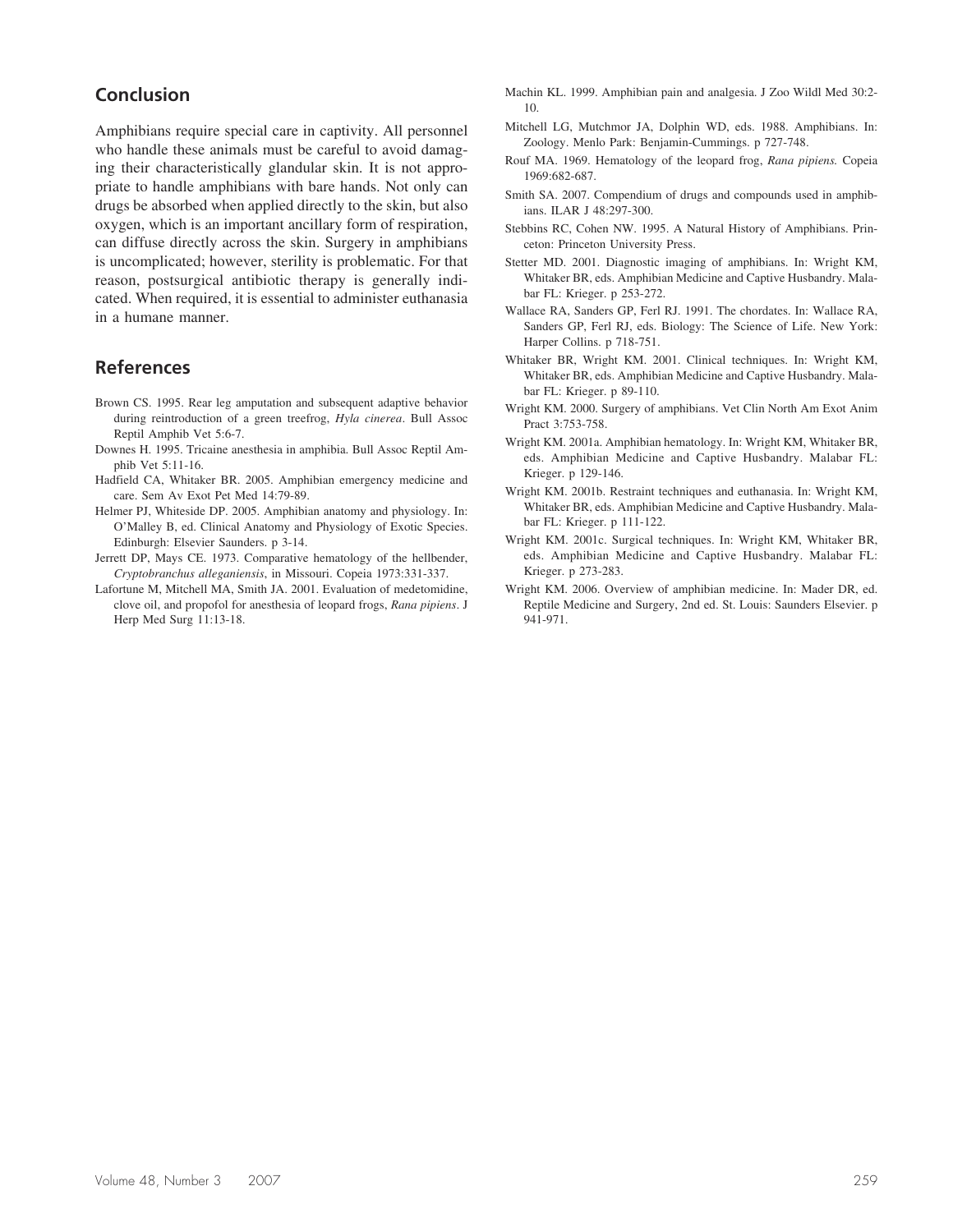## Conclusion

Amphibians require special care in captivity. All personnel who handle these animals must be careful to avoid damaging their characteristically glandular skin. It is not appropriate to handle amphibians with bare hands. Not only can drugs be absorbed when applied directly to the skin, but also oxygen, which is an important ancillary form of respiration, can diffuse directly across the skin. Surgery in amphibians is uncomplicated; however, sterility is problematic. For that reason, postsurgical antibiotic therapy is generally indicated. When required, it is essential to administer euthanasia in a humane manner.

## References

Brown CS. 1995. Rear leg amputation and subsequent adaptive behavior during reintroduction of a green treefrog, *Hyla cinerea*. Bull Assoc Reptil Amphib Vet 5:6-7.

Downes H. 1995. Tricaine anesthesia in amphibia. Bull Assoc Reptil Amphib Vet 5:11-16.

Hadfield CA, Whitaker BR. 2005. Amphibian emergency medicine and care. Sem Av Exot Pet Med 14:79-89.

Helmer PJ, Whiteside DP. 2005. Amphibian anatomy and physiology. In: O'Malley B, ed. Clinical Anatomy and Physiology of Exotic Species. Edinburgh: Elsevier Saunders. p 3-14.

Jerrett DP, Mays CE. 1973. Comparative hematology of the hellbender, *Cryptobranchus alleganiensis*, in Missouri. Copeia 1973:331-337.

Lafortune M, Mitchell MA, Smith JA. 2001. Evaluation of medetomidine, clove oil, and propofol for anesthesia of leopard frogs, *Rana pipiens*. J Herp Med Surg 11:13-18.

Machin KL. 1999. Amphibian pain and analgesia. J Zoo Wildl Med 30:2-10.

Mitchell LG, Mutchmor JA, Dolphin WD, eds. 1988. Amphibians. In: Zoology. Menlo Park: Benjamin-Cummings. p 727-748.

Rouf MA. 1969. Hematology of the leopard frog, *Rana pipiens.* Copeia 1969:682-687.

Smith SA. 2007. Compendium of drugs and compounds used in amphibians. ILAR J 48:297-300.

Stebbins RC, Cohen NW. 1995. A Natural History of Amphibians. Princeton: Princeton University Press.

Stetter MD. 2001. Diagnostic imaging of amphibians. In: Wright KM, Whitaker BR, eds. Amphibian Medicine and Captive Husbandry. Malabar FL: Krieger. p 253-272.

Wallace RA, Sanders GP, Ferl RJ. 1991. The chordates. In: Wallace RA, Sanders GP, Ferl RJ, eds. Biology: The Science of Life. New York: Harper Collins. p 718-751.

Whitaker BR, Wright KM. 2001. Clinical techniques. In: Wright KM, Whitaker BR, eds. Amphibian Medicine and Captive Husbandry. Malabar FL: Krieger. p 89-110.

Wright KM. 2000. Surgery of amphibians. Vet Clin North Am Exot Anim Pract 3:753-758.

Wright KM. 2001a. Amphibian hematology. In: Wright KM, Whitaker BR, eds. Amphibian Medicine and Captive Husbandry. Malabar FL: Krieger. p 129-146.

Wright KM. 2001b. Restraint techniques and euthanasia. In: Wright KM, Whitaker BR, eds. Amphibian Medicine and Captive Husbandry. Malabar FL: Krieger. p 111-122.

Wright KM. 2001c. Surgical techniques. In: Wright KM, Whitaker BR, eds. Amphibian Medicine and Captive Husbandry. Malabar FL: Krieger. p 273-283.

Wright KM. 2006. Overview of amphibian medicine. In: Mader DR, ed. Reptile Medicine and Surgery, 2nd ed. St. Louis: Saunders Elsevier. p 941-971.